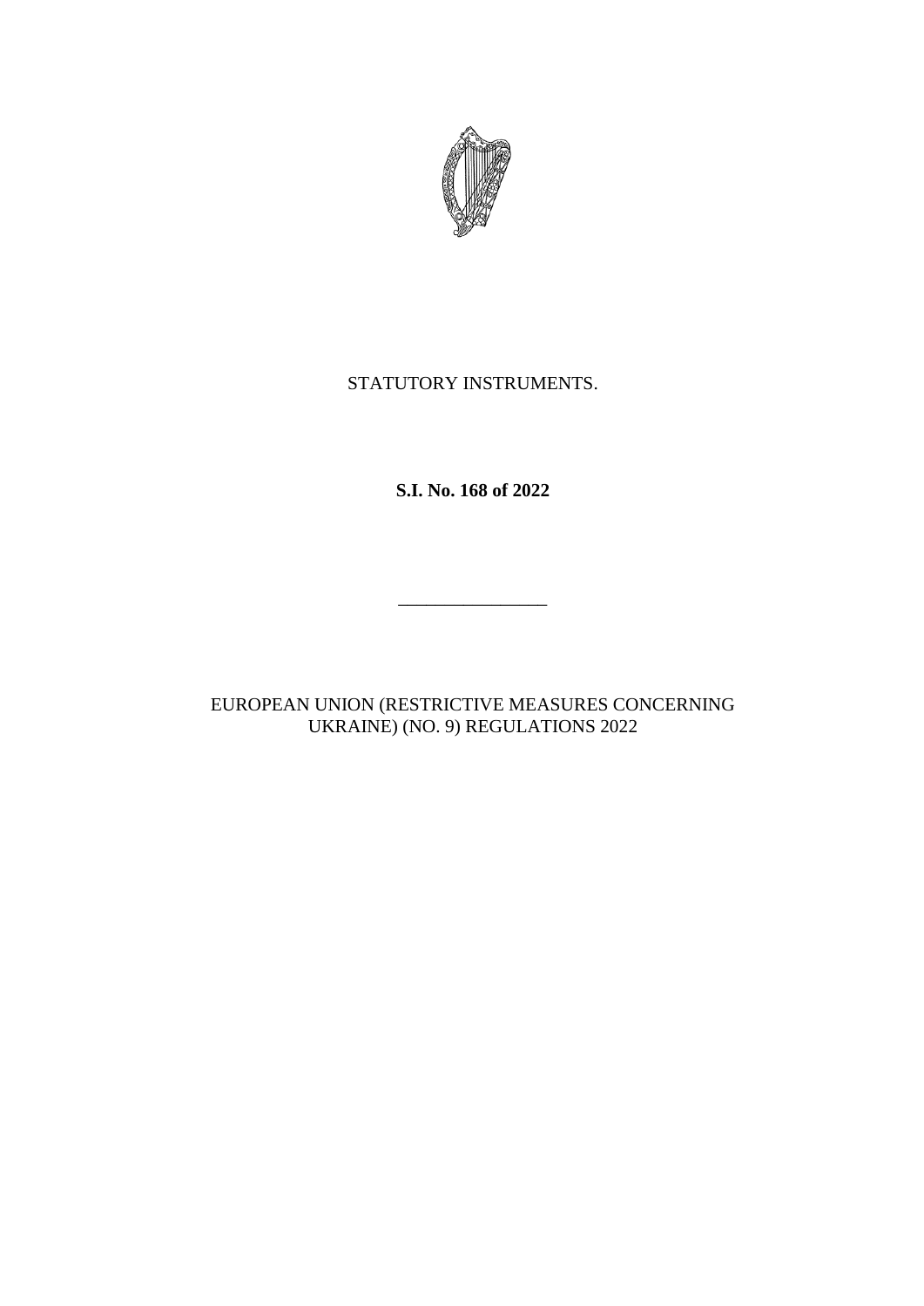STATUTORY INSTRUMENTS.

**S.I. No. 168 of 2022**

---

EUROPEAN UNION (RESTRICTIVE MEASURES CONCERNING UKRAINE) (NO. 9) REGULATIONS 2022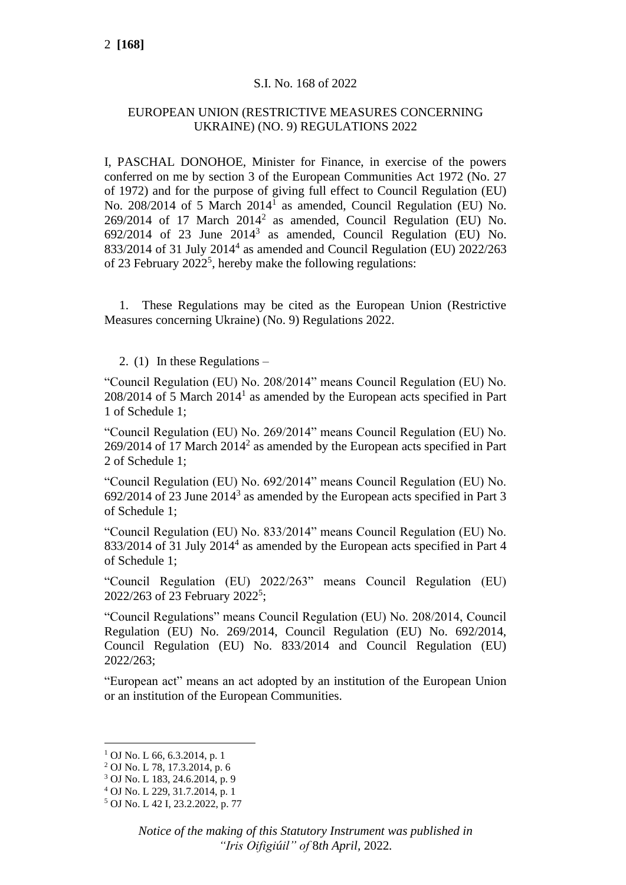S.I. No. 168 of 2022

EUROPEAN UNION (RESTRICTIVE MEASURES CONCERNING UKRAINE) (NO. 9) REGULATIONS 2022

I, PASCHAL DONOHOE, Minister for Finance, in exercise of the powers conferred on me by section 3 of the European Communities Act 1972 (No. 27 of 1972) and for the purpose of giving full effect to Council Regulation (EU) No. 208/2014 of 5 March 2014[1] as amended, Council Regulation (EU) No. 269/2014 of 17 March 2014[2] as amended, Council Regulation (EU) No. 692/2014 of 23 June 2014[3] as amended, Council Regulation (EU) No. 833/2014 of 31 July 2014[4] as amended and Council Regulation (EU) 2022/263 of 23 February 2022[5], hereby make the following regulations:

1. These Regulations may be cited as the European Union (Restrictive Measures concerning Ukraine) (No. 9) Regulations 2022.

2. (1) In these Regulations –

"Council Regulation (EU) No. 208/2014" means Council Regulation (EU) No. 208/2014 of 5 March 2014[1] as amended by the European acts specified in Part 1 of Schedule 1;

"Council Regulation (EU) No. 269/2014" means Council Regulation (EU) No. 269/2014 of 17 March 2014[2] as amended by the European acts specified in Part 2 of Schedule 1;

"Council Regulation (EU) No. 692/2014" means Council Regulation (EU) No. 692/2014 of 23 June 2014[3] as amended by the European acts specified in Part 3 of Schedule 1;

"Council Regulation (EU) No. 833/2014" means Council Regulation (EU) No. 833/2014 of 31 July 2014[4] as amended by the European acts specified in Part 4 of Schedule 1;

"Council Regulation (EU) 2022/263" means Council Regulation (EU) 2022/263 of 23 February 2022[5];

"Council Regulations" means Council Regulation (EU) No. 208/2014, Council Regulation (EU) No. 269/2014, Council Regulation (EU) No. 692/2014, Council Regulation (EU) No. 833/2014 and Council Regulation (EU) 2022/263;

"European act" means an act adopted by an institution of the European Union or an institution of the European Communities.

[1] OJ No. L 66, 6.3.2014, p. 1

[2] OJ No. L 78, 17.3.2014, p. 6

[3] OJ No. L 183, 24.6.2014, p. 9

[4] OJ No. L 229, 31.7.2014, p. 1

[5] OJ No. L 42 I, 23.2.2022, p. 77

*Notice of the making of this Statutory Instrument was published in "Iris Oifigiúil" of 8th April, 2022.*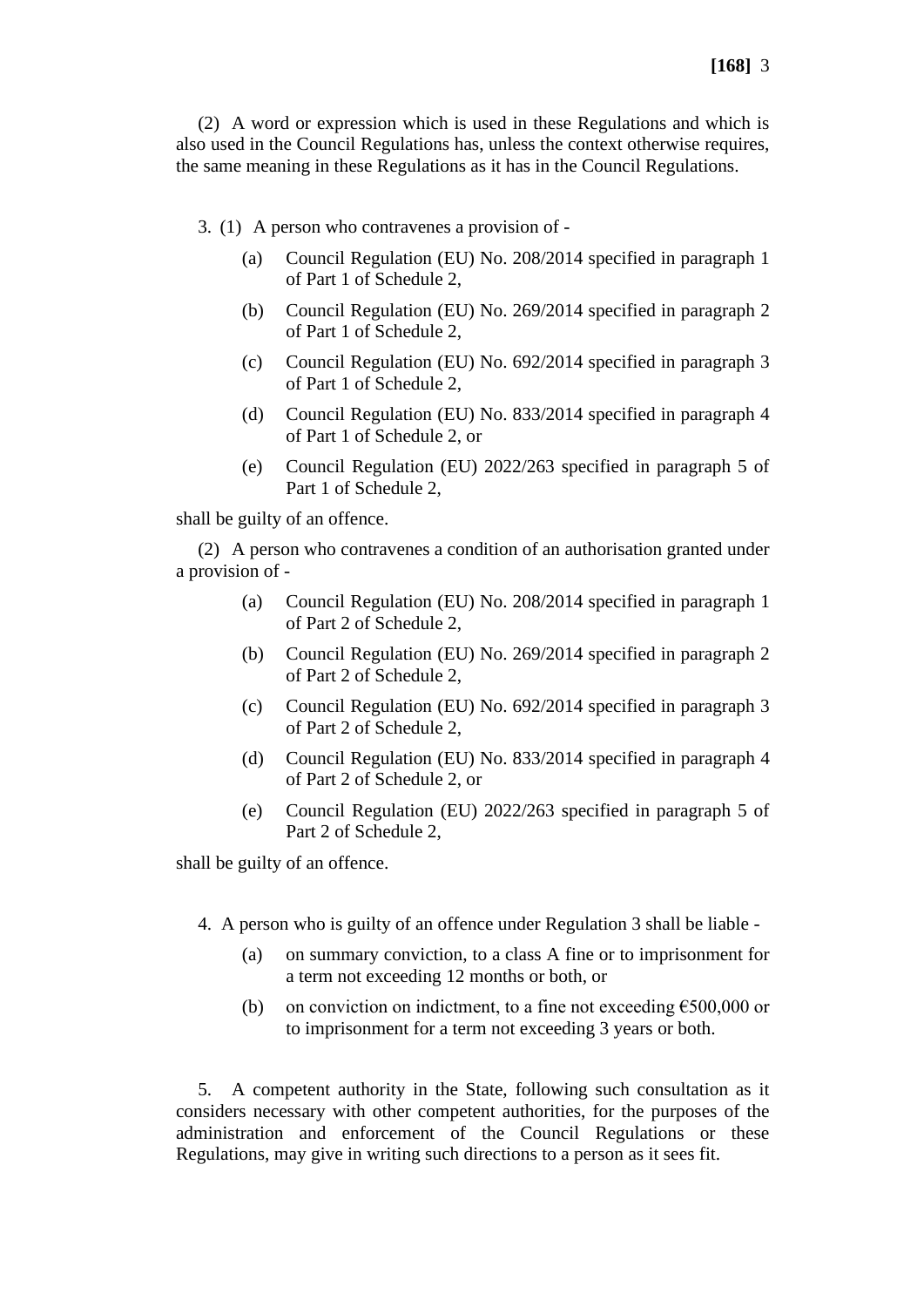(2) A word or expression which is used in these Regulations and which is also used in the Council Regulations has, unless the context otherwise requires, the same meaning in these Regulations as it has in the Council Regulations.

3. (1) A person who contravenes a provision of -

(a) Council Regulation (EU) No. 208/2014 specified in paragraph 1 of Part 1 of Schedule 2,

(b) Council Regulation (EU) No. 269/2014 specified in paragraph 2 of Part 1 of Schedule 2,

(c) Council Regulation (EU) No. 692/2014 specified in paragraph 3 of Part 1 of Schedule 2,

(d) Council Regulation (EU) No. 833/2014 specified in paragraph 4 of Part 1 of Schedule 2, or

(e) Council Regulation (EU) 2022/263 specified in paragraph 5 of Part 1 of Schedule 2,

shall be guilty of an offence.

(2) A person who contravenes a condition of an authorisation granted under a provision of -

(a) Council Regulation (EU) No. 208/2014 specified in paragraph 1 of Part 2 of Schedule 2,

(b) Council Regulation (EU) No. 269/2014 specified in paragraph 2 of Part 2 of Schedule 2,

(c) Council Regulation (EU) No. 692/2014 specified in paragraph 3 of Part 2 of Schedule 2,

(d) Council Regulation (EU) No. 833/2014 specified in paragraph 4 of Part 2 of Schedule 2, or

(e) Council Regulation (EU) 2022/263 specified in paragraph 5 of Part 2 of Schedule 2,

shall be guilty of an offence.

4. A person who is guilty of an offence under Regulation 3 shall be liable -

(a) on summary conviction, to a class A fine or to imprisonment for a term not exceeding 12 months or both, or

(b) on conviction on indictment, to a fine not exceeding €500,000 or to imprisonment for a term not exceeding 3 years or both.

5. A competent authority in the State, following such consultation as it considers necessary with other competent authorities, for the purposes of the administration and enforcement of the Council Regulations or these Regulations, may give in writing such directions to a person as it sees fit.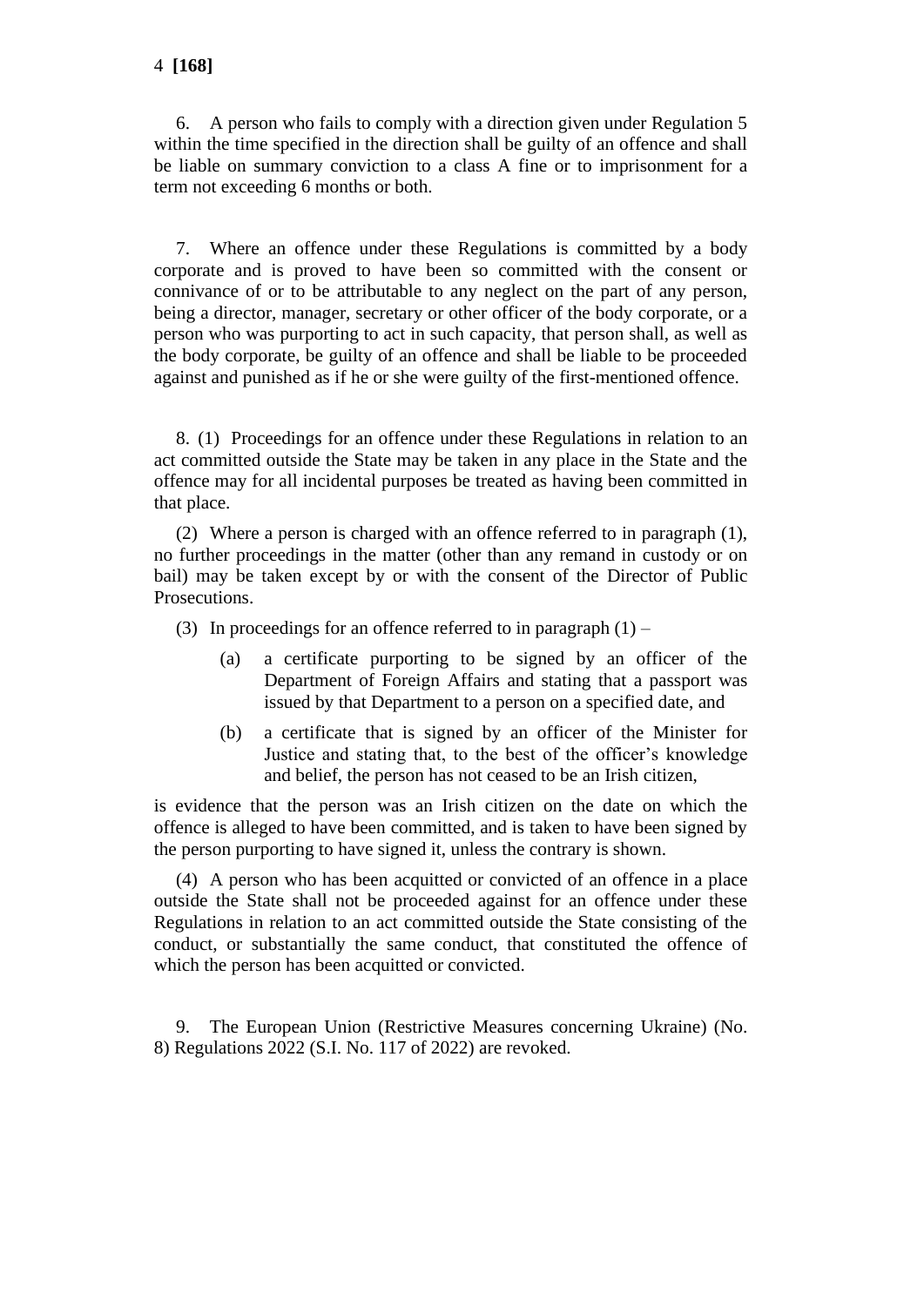6. A person who fails to comply with a direction given under Regulation 5 within the time specified in the direction shall be guilty of an offence and shall be liable on summary conviction to a class A fine or to imprisonment for a term not exceeding 6 months or both.

7. Where an offence under these Regulations is committed by a body corporate and is proved to have been so committed with the consent or connivance of or to be attributable to any neglect on the part of any person, being a director, manager, secretary or other officer of the body corporate, or a person who was purporting to act in such capacity, that person shall, as well as the body corporate, be guilty of an offence and shall be liable to be proceeded against and punished as if he or she were guilty of the first-mentioned offence.

8. (1) Proceedings for an offence under these Regulations in relation to an act committed outside the State may be taken in any place in the State and the offence may for all incidental purposes be treated as having been committed in that place.

(2) Where a person is charged with an offence referred to in paragraph (1), no further proceedings in the matter (other than any remand in custody or on bail) may be taken except by or with the consent of the Director of Public Prosecutions.

(3) In proceedings for an offence referred to in paragraph (1) –

(a) a certificate purporting to be signed by an officer of the Department of Foreign Affairs and stating that a passport was issued by that Department to a person on a specified date, and

(b) a certificate that is signed by an officer of the Minister for Justice and stating that, to the best of the officer's knowledge and belief, the person has not ceased to be an Irish citizen,

is evidence that the person was an Irish citizen on the date on which the offence is alleged to have been committed, and is taken to have been signed by the person purporting to have signed it, unless the contrary is shown.

(4) A person who has been acquitted or convicted of an offence in a place outside the State shall not be proceeded against for an offence under these Regulations in relation to an act committed outside the State consisting of the conduct, or substantially the same conduct, that constituted the offence of which the person has been acquitted or convicted.

9. The European Union (Restrictive Measures concerning Ukraine) (No. 8) Regulations 2022 (S.I. No. 117 of 2022) are revoked.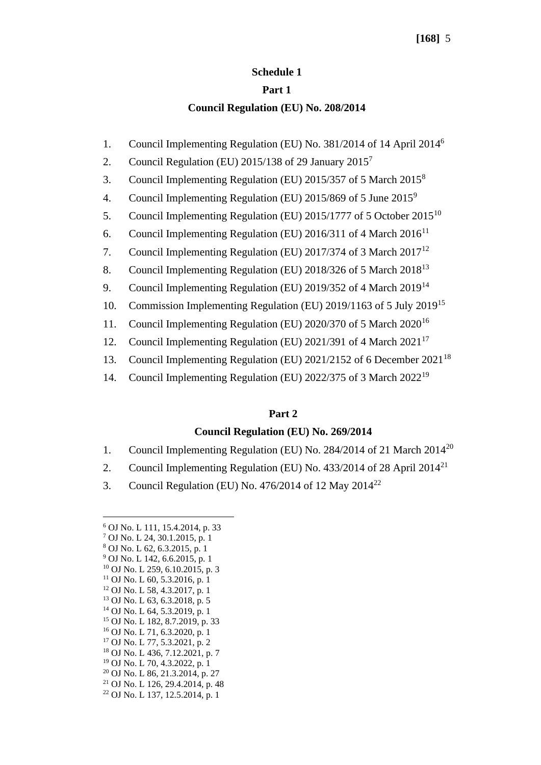## Schedule 1

### Part 1

### Council Regulation (EU) No. 208/2014

1. Council Implementing Regulation (EU) No. 381/2014 of 14 April 2014[6]
2. Council Regulation (EU) 2015/138 of 29 January 2015[7]
3. Council Implementing Regulation (EU) 2015/357 of 5 March 2015[8]
4. Council Implementing Regulation (EU) 2015/869 of 5 June 2015[9]
5. Council Implementing Regulation (EU) 2015/1777 of 5 October 2015[10]
6. Council Implementing Regulation (EU) 2016/311 of 4 March 2016[11]
7. Council Implementing Regulation (EU) 2017/374 of 3 March 2017[12]
8. Council Implementing Regulation (EU) 2018/326 of 5 March 2018[13]
9. Council Implementing Regulation (EU) 2019/352 of 4 March 2019[14]
10. Commission Implementing Regulation (EU) 2019/1163 of 5 July 2019[15]
11. Council Implementing Regulation (EU) 2020/370 of 5 March 2020[16]
12. Council Implementing Regulation (EU) 2021/391 of 4 March 2021[17]
13. Council Implementing Regulation (EU) 2021/2152 of 6 December 2021[18]
14. Council Implementing Regulation (EU) 2022/375 of 3 March 2022[19]

### Part 2

### Council Regulation (EU) No. 269/2014

1. Council Implementing Regulation (EU) No. 284/2014 of 21 March 2014[20]
2. Council Implementing Regulation (EU) No. 433/2014 of 28 April 2014[21]
3. Council Regulation (EU) No. 476/2014 of 12 May 2014[22]

---

[6] OJ No. L 111, 15.4.2014, p. 33
[7] OJ No. L 24, 30.1.2015, p. 1
[8] OJ No. L 62, 6.3.2015, p. 1
[9] OJ No. L 142, 6.6.2015, p. 1
[10] OJ No. L 259, 6.10.2015, p. 3
[11] OJ No. L 60, 5.3.2016, p. 1
[12] OJ No. L 58, 4.3.2017, p. 1
[13] OJ No. L 63, 6.3.2018, p. 5
[14] OJ No. L 64, 5.3.2019, p. 1
[15] OJ No. L 182, 8.7.2019, p. 33
[16] OJ No. L 71, 6.3.2020, p. 1
[17] OJ No. L 77, 5.3.2021, p. 2
[18] OJ No. L 436, 7.12.2021, p. 7
[19] OJ No. L 70, 4.3.2022, p. 1
[20] OJ No. L 86, 21.3.2014, p. 27
[21] OJ No. L 126, 29.4.2014, p. 48
[22] OJ No. L 137, 12.5.2014, p. 1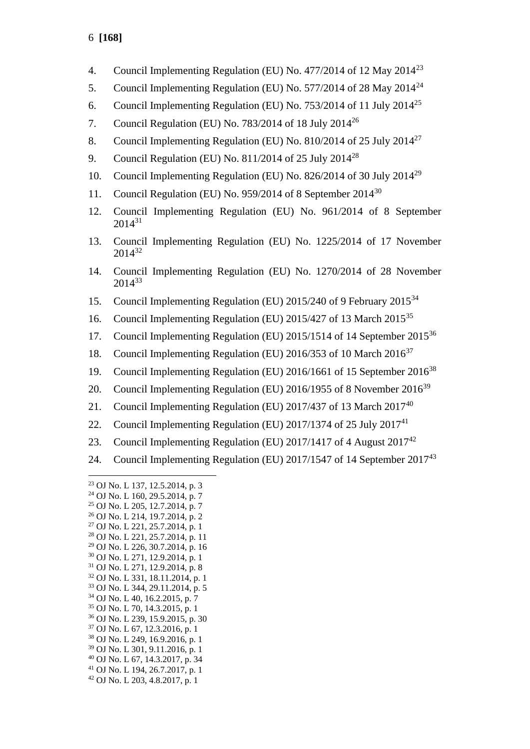4. Council Implementing Regulation (EU) No. 477/2014 of 12 May 2014[23]
5. Council Implementing Regulation (EU) No. 577/2014 of 28 May 2014[24]
6. Council Implementing Regulation (EU) No. 753/2014 of 11 July 2014[25]
7. Council Regulation (EU) No. 783/2014 of 18 July 2014[26]
8. Council Implementing Regulation (EU) No. 810/2014 of 25 July 2014[27]
9. Council Regulation (EU) No. 811/2014 of 25 July 2014[28]
10. Council Implementing Regulation (EU) No. 826/2014 of 30 July 2014[29]
11. Council Regulation (EU) No. 959/2014 of 8 September 2014[30]
12. Council Implementing Regulation (EU) No. 961/2014 of 8 September 2014[31]
13. Council Implementing Regulation (EU) No. 1225/2014 of 17 November 2014[32]
14. Council Implementing Regulation (EU) No. 1270/2014 of 28 November 2014[33]
15. Council Implementing Regulation (EU) 2015/240 of 9 February 2015[34]
16. Council Implementing Regulation (EU) 2015/427 of 13 March 2015[35]
17. Council Implementing Regulation (EU) 2015/1514 of 14 September 2015[36]
18. Council Implementing Regulation (EU) 2016/353 of 10 March 2016[37]
19. Council Implementing Regulation (EU) 2016/1661 of 15 September 2016[38]
20. Council Implementing Regulation (EU) 2016/1955 of 8 November 2016[39]
21. Council Implementing Regulation (EU) 2017/437 of 13 March 2017[40]
22. Council Implementing Regulation (EU) 2017/1374 of 25 July 2017[41]
23. Council Implementing Regulation (EU) 2017/1417 of 4 August 2017[42]
24. Council Implementing Regulation (EU) 2017/1547 of 14 September 2017[43]

---

[23] OJ No. L 137, 12.5.2014, p. 3
[24] OJ No. L 160, 29.5.2014, p. 7
[25] OJ No. L 205, 12.7.2014, p. 7
[26] OJ No. L 214, 19.7.2014, p. 2
[27] OJ No. L 221, 25.7.2014, p. 1
[28] OJ No. L 221, 25.7.2014, p. 11
[29] OJ No. L 226, 30.7.2014, p. 16
[30] OJ No. L 271, 12.9.2014, p. 1
[31] OJ No. L 271, 12.9.2014, p. 8
[32] OJ No. L 331, 18.11.2014, p. 1
[33] OJ No. L 344, 29.11.2014, p. 5
[34] OJ No. L 40, 16.2.2015, p. 7
[35] OJ No. L 70, 14.3.2015, p. 1
[36] OJ No. L 239, 15.9.2015, p. 30
[37] OJ No. L 67, 12.3.2016, p. 1
[38] OJ No. L 249, 16.9.2016, p. 1
[39] OJ No. L 301, 9.11.2016, p. 1
[40] OJ No. L 67, 14.3.2017, p. 34
[41] OJ No. L 194, 26.7.2017, p. 1
[42] OJ No. L 203, 4.8.2017, p. 1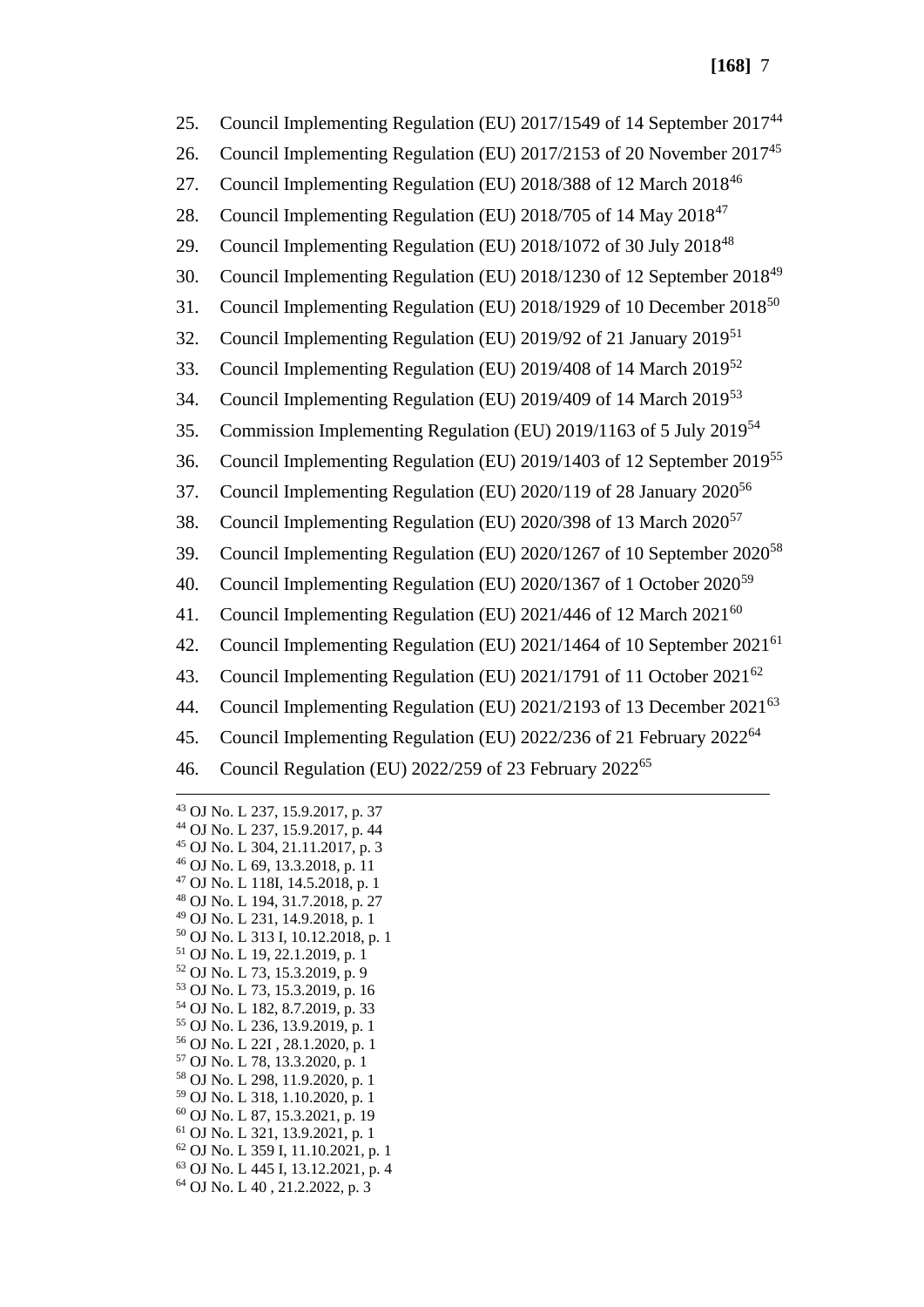25. Council Implementing Regulation (EU) 2017/1549 of 14 September 2017[44]
26. Council Implementing Regulation (EU) 2017/2153 of 20 November 2017[45]
27. Council Implementing Regulation (EU) 2018/388 of 12 March 2018[46]
28. Council Implementing Regulation (EU) 2018/705 of 14 May 2018[47]
29. Council Implementing Regulation (EU) 2018/1072 of 30 July 2018[48]
30. Council Implementing Regulation (EU) 2018/1230 of 12 September 2018[49]
31. Council Implementing Regulation (EU) 2018/1929 of 10 December 2018[50]
32. Council Implementing Regulation (EU) 2019/92 of 21 January 2019[51]
33. Council Implementing Regulation (EU) 2019/408 of 14 March 2019[52]
34. Council Implementing Regulation (EU) 2019/409 of 14 March 2019[53]
35. Commission Implementing Regulation (EU) 2019/1163 of 5 July 2019[54]
36. Council Implementing Regulation (EU) 2019/1403 of 12 September 2019[55]
37. Council Implementing Regulation (EU) 2020/119 of 28 January 2020[56]
38. Council Implementing Regulation (EU) 2020/398 of 13 March 2020[57]
39. Council Implementing Regulation (EU) 2020/1267 of 10 September 2020[58]
40. Council Implementing Regulation (EU) 2020/1367 of 1 October 2020[59]
41. Council Implementing Regulation (EU) 2021/446 of 12 March 2021[60]
42. Council Implementing Regulation (EU) 2021/1464 of 10 September 2021[61]
43. Council Implementing Regulation (EU) 2021/1791 of 11 October 2021[62]
44. Council Implementing Regulation (EU) 2021/2193 of 13 December 2021[63]
45. Council Implementing Regulation (EU) 2022/236 of 21 February 2022[64]
46. Council Regulation (EU) 2022/259 of 23 February 2022[65]

---

[43] OJ No. L 237, 15.9.2017, p. 37
[44] OJ No. L 237, 15.9.2017, p. 44
[45] OJ No. L 304, 21.11.2017, p. 3
[46] OJ No. L 69, 13.3.2018, p. 11
[47] OJ No. L 118I, 14.5.2018, p. 1
[48] OJ No. L 194, 31.7.2018, p. 27
[49] OJ No. L 231, 14.9.2018, p. 1
[50] OJ No. L 313 I, 10.12.2018, p. 1
[51] OJ No. L 19, 22.1.2019, p. 1
[52] OJ No. L 73, 15.3.2019, p. 9
[53] OJ No. L 73, 15.3.2019, p. 16
[54] OJ No. L 182, 8.7.2019, p. 33
[55] OJ No. L 236, 13.9.2019, p. 1
[56] OJ No. L 22I , 28.1.2020, p. 1
[57] OJ No. L 78, 13.3.2020, p. 1
[58] OJ No. L 298, 11.9.2020, p. 1
[59] OJ No. L 318, 1.10.2020, p. 1
[60] OJ No. L 87, 15.3.2021, p. 19
[61] OJ No. L 321, 13.9.2021, p. 1
[62] OJ No. L 359 I, 11.10.2021, p. 1
[63] OJ No. L 445 I, 13.12.2021, p. 4
[64] OJ No. L 40 , 21.2.2022, p. 3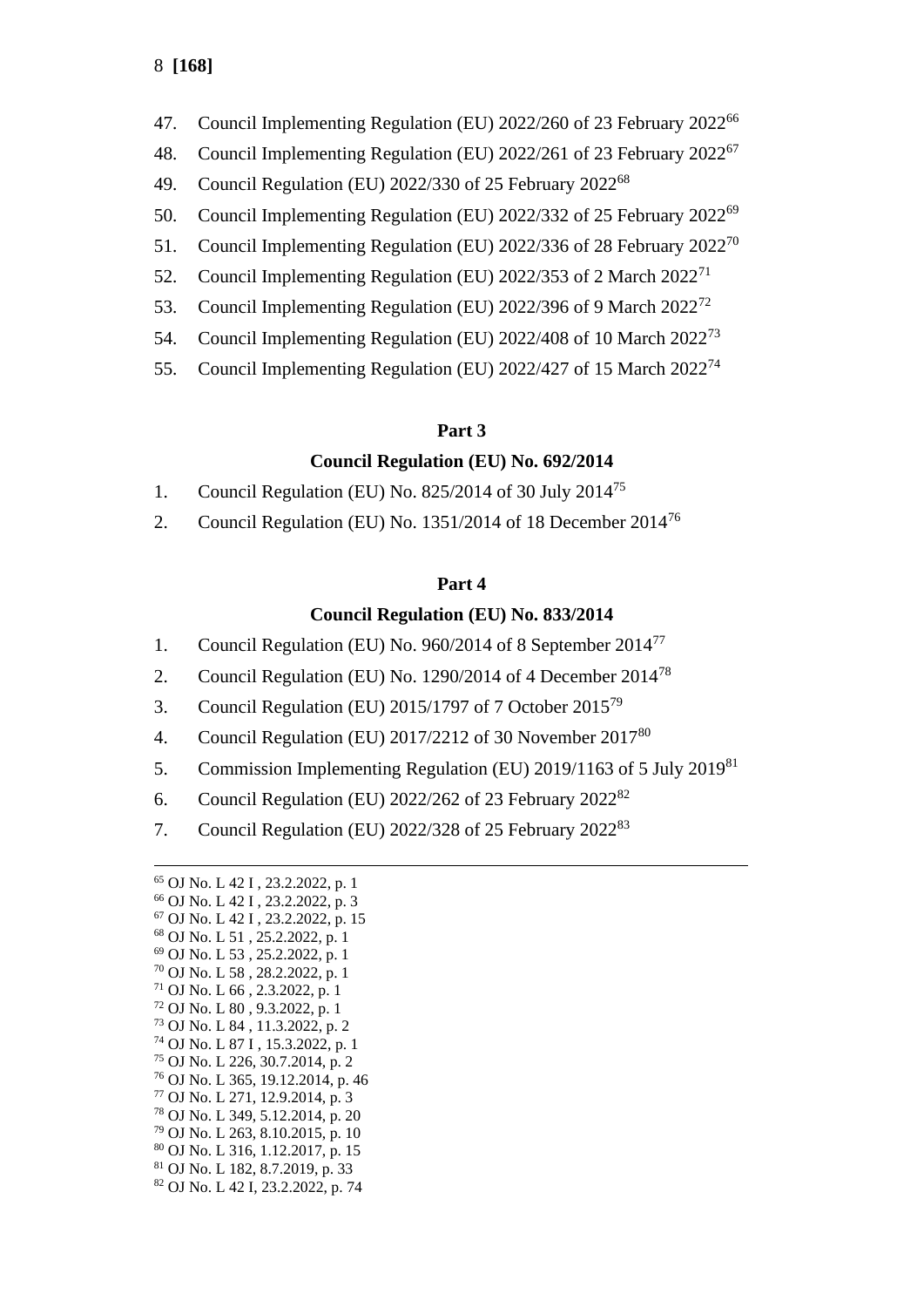47. Council Implementing Regulation (EU) 2022/260 of 23 February 2022[66]
48. Council Implementing Regulation (EU) 2022/261 of 23 February 2022[67]
49. Council Regulation (EU) 2022/330 of 25 February 2022[68]
50. Council Implementing Regulation (EU) 2022/332 of 25 February 2022[69]
51. Council Implementing Regulation (EU) 2022/336 of 28 February 2022[70]
52. Council Implementing Regulation (EU) 2022/353 of 2 March 2022[71]
53. Council Implementing Regulation (EU) 2022/396 of 9 March 2022[72]
54. Council Implementing Regulation (EU) 2022/408 of 10 March 2022[73]
55. Council Implementing Regulation (EU) 2022/427 of 15 March 2022[74]

## Part 3

### Council Regulation (EU) No. 692/2014

1. Council Regulation (EU) No. 825/2014 of 30 July 2014[75]
2. Council Regulation (EU) No. 1351/2014 of 18 December 2014[76]

## Part 4

### Council Regulation (EU) No. 833/2014

1. Council Regulation (EU) No. 960/2014 of 8 September 2014[77]
2. Council Regulation (EU) No. 1290/2014 of 4 December 2014[78]
3. Council Regulation (EU) 2015/1797 of 7 October 2015[79]
4. Council Regulation (EU) 2017/2212 of 30 November 2017[80]
5. Commission Implementing Regulation (EU) 2019/1163 of 5 July 2019[81]
6. Council Regulation (EU) 2022/262 of 23 February 2022[82]
7. Council Regulation (EU) 2022/328 of 25 February 2022[83]

---

[65] OJ No. L 42 I , 23.2.2022, p. 1
[66] OJ No. L 42 I , 23.2.2022, p. 3
[67] OJ No. L 42 I , 23.2.2022, p. 15
[68] OJ No. L 51 , 25.2.2022, p. 1
[69] OJ No. L 53 , 25.2.2022, p. 1
[70] OJ No. L 58 , 28.2.2022, p. 1
[71] OJ No. L 66 , 2.3.2022, p. 1
[72] OJ No. L 80 , 9.3.2022, p. 1
[73] OJ No. L 84 , 11.3.2022, p. 2
[74] OJ No. L 87 I , 15.3.2022, p. 1
[75] OJ No. L 226, 30.7.2014, p. 2
[76] OJ No. L 365, 19.12.2014, p. 46
[77] OJ No. L 271, 12.9.2014, p. 3
[78] OJ No. L 349, 5.12.2014, p. 20
[79] OJ No. L 263, 8.10.2015, p. 10
[80] OJ No. L 316, 1.12.2017, p. 15
[81] OJ No. L 182, 8.7.2019, p. 33
[82] OJ No. L 42 I, 23.2.2022, p. 74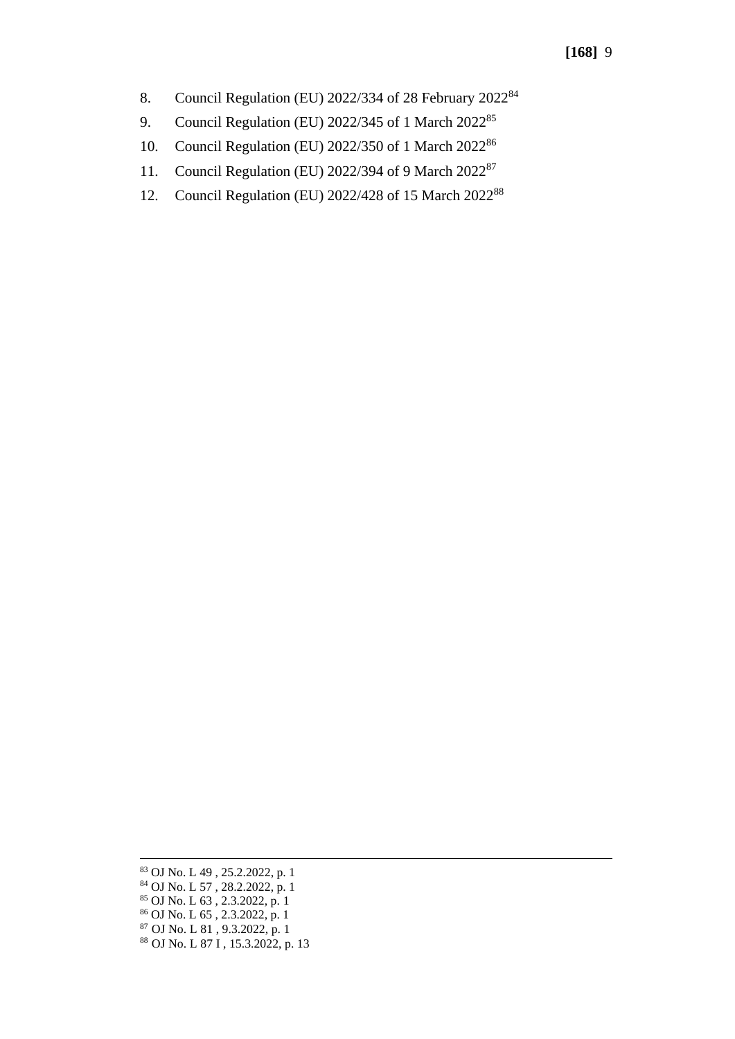8. Council Regulation (EU) 2022/334 of 28 February 2022[84]
9. Council Regulation (EU) 2022/345 of 1 March 2022[85]
10. Council Regulation (EU) 2022/350 of 1 March 2022[86]
11. Council Regulation (EU) 2022/394 of 9 March 2022[87]
12. Council Regulation (EU) 2022/428 of 15 March 2022[88]

---

[83] OJ No. L 49 , 25.2.2022, p. 1
[84] OJ No. L 57 , 28.2.2022, p. 1
[85] OJ No. L 63 , 2.3.2022, p. 1
[86] OJ No. L 65 , 2.3.2022, p. 1
[87] OJ No. L 81 , 9.3.2022, p. 1
[88] OJ No. L 87 I , 15.3.2022, p. 13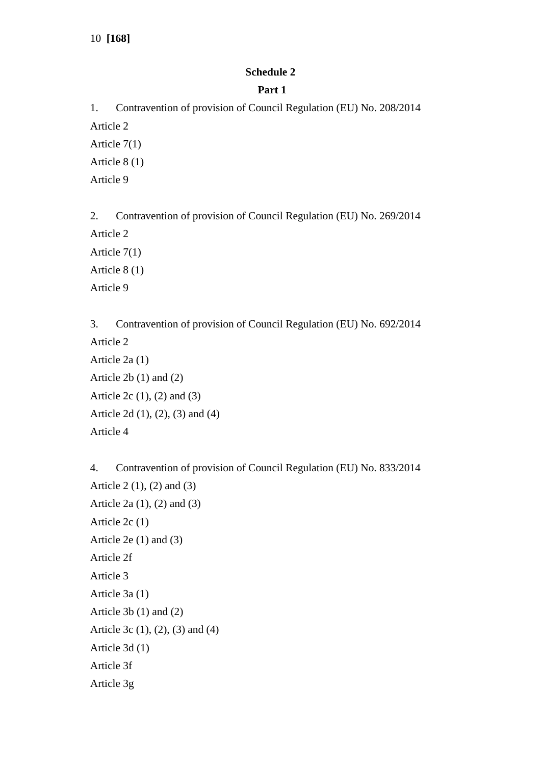## Schedule 2

### Part 1

1. Contravention of provision of Council Regulation (EU) No. 208/2014

Article 2

Article 7(1)

Article 8 (1)

Article 9

2. Contravention of provision of Council Regulation (EU) No. 269/2014

Article 2

Article 7(1)

Article 8 (1)

Article 9

3. Contravention of provision of Council Regulation (EU) No. 692/2014

Article 2

Article 2a (1)

Article 2b (1) and (2)

Article 2c (1), (2) and (3)

Article 2d (1), (2), (3) and (4)

Article 4

4. Contravention of provision of Council Regulation (EU) No. 833/2014

Article 2 (1), (2) and (3)

Article 2a (1), (2) and (3)

Article 2c (1)

Article 2e (1) and (3)

Article 2f

Article 3

Article 3a (1)

Article 3b (1) and (2)

Article 3c (1), (2), (3) and (4)

Article 3d (1)

Article 3f

Article 3g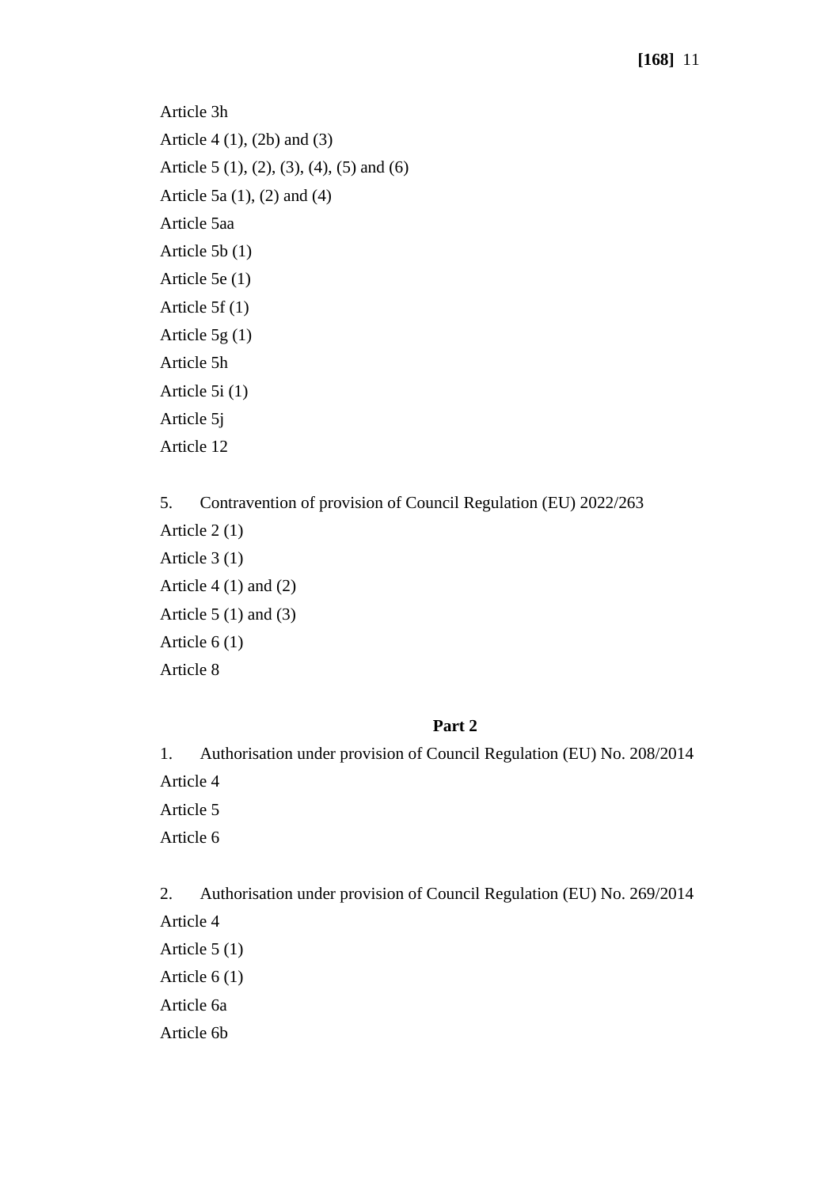Article 3h

Article 4 (1), (2b) and (3)

Article 5 (1), (2), (3), (4), (5) and (6)

Article 5a (1), (2) and (4)

Article 5aa

Article 5b (1)

Article 5e (1)

Article 5f (1)

Article 5g (1)

Article 5h

Article 5i (1)

Article 5j

Article 12

5. Contravention of provision of Council Regulation (EU) 2022/263

Article 2 (1)

Article 3 (1)

Article 4 (1) and (2)

Article 5 (1) and (3)

Article 6 (1)

Article 8

**Part 2**

1. Authorisation under provision of Council Regulation (EU) No. 208/2014

Article 4

Article 5

Article 6

2. Authorisation under provision of Council Regulation (EU) No. 269/2014

Article 4

Article 5 (1)

Article 6 (1)

Article 6a

Article 6b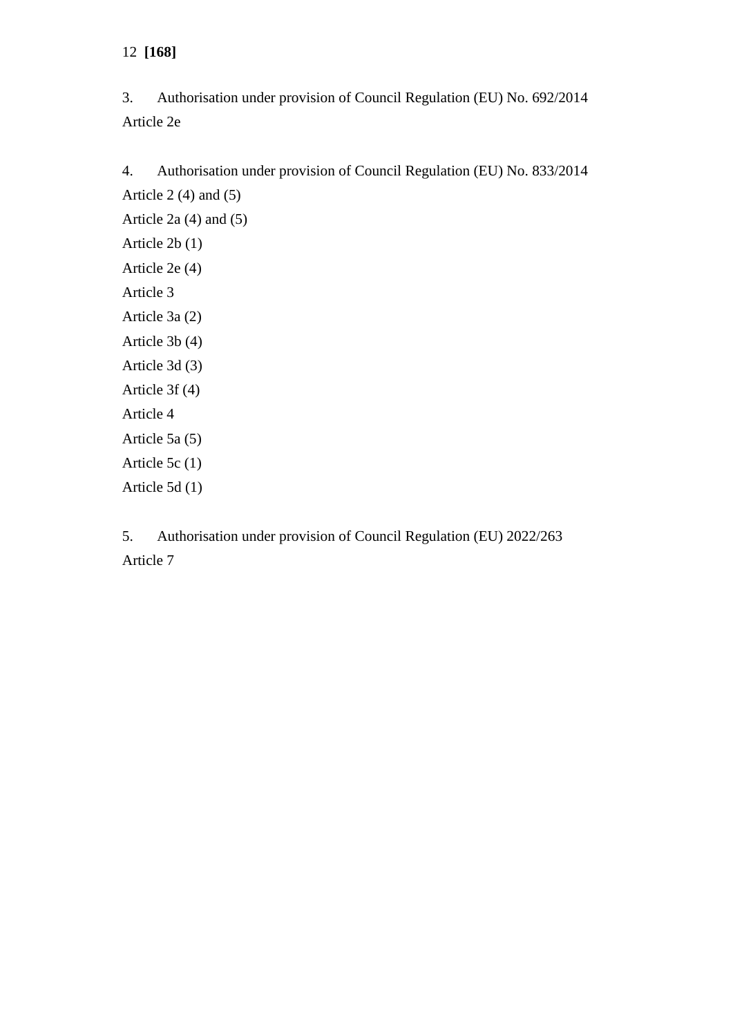3. Authorisation under provision of Council Regulation (EU) No. 692/2014

Article 2e

4. Authorisation under provision of Council Regulation (EU) No. 833/2014

Article 2 (4) and (5)

Article 2a (4) and (5)

Article 2b (1)

Article 2e (4)

Article 3

Article 3a (2)

Article 3b (4)

Article 3d (3)

Article 3f (4)

Article 4

Article 5a (5)

Article 5c (1)

Article 5d (1)

5. Authorisation under provision of Council Regulation (EU) 2022/263

Article 7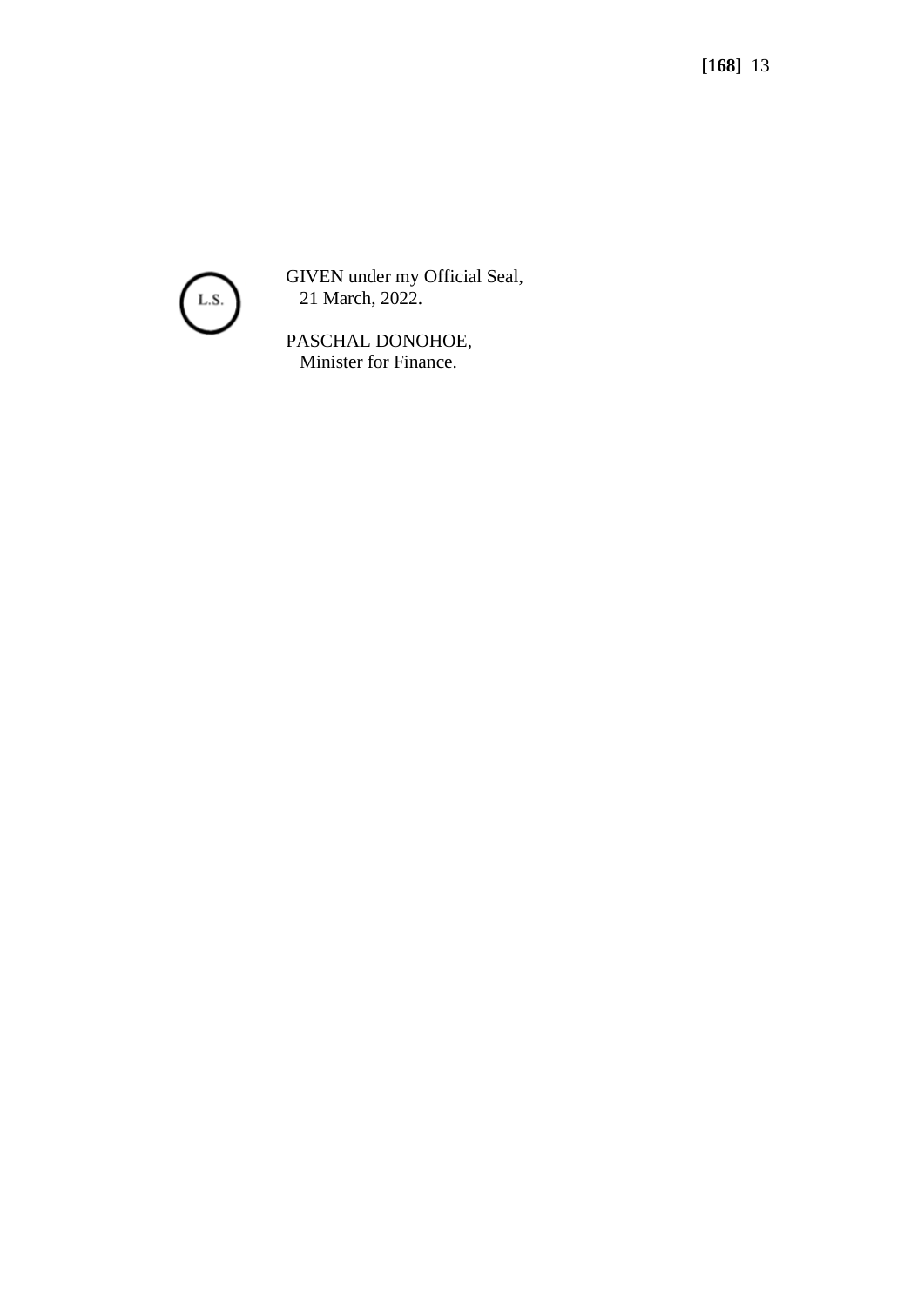L.S.

GIVEN under my Official Seal,
21 March, 2022.

PASCHAL DONOHOE,
Minister for Finance.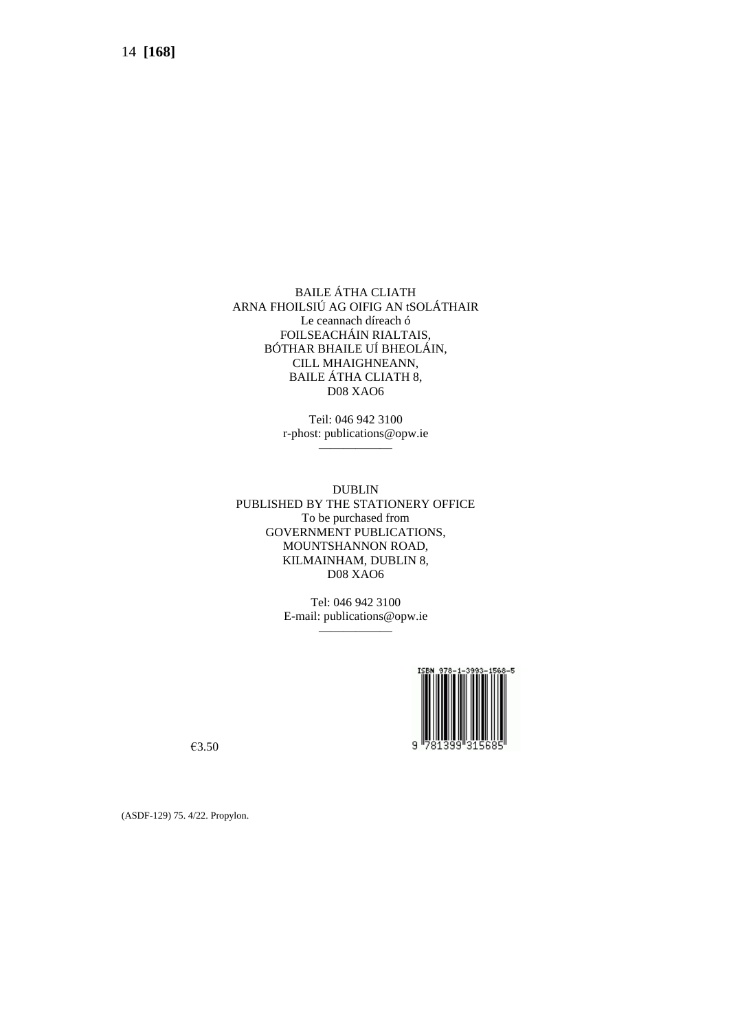[168]

BAILE ÁTHA CLIATH
ARNA FHOILSIÚ AG OIFIG AN tSOLÁTHAIR
Le ceannach díreach ó
FOILSEACHÁIN RIALTAIS,
BÓTHAR BHAILE UÍ BHEOLÁIN,
CILL MHAIGHNEANN,
BAILE ÁTHA CLIATH 8,
D08 XAO6

Teil: 046 942 3100
r-phost: publications@opw.ie

---

DUBLIN
PUBLISHED BY THE STATIONERY OFFICE
To be purchased from
GOVERNMENT PUBLICATIONS,
MOUNTSHANNON ROAD,
KILMAINHAM, DUBLIN 8,
D08 XAO6

Tel: 046 942 3100
E-mail: publications@opw.ie

---

ISBN 978-1-3993-1568-5

9 781399 315685

€3.50

(ASDF-129) 75. 4/22. Propylon.